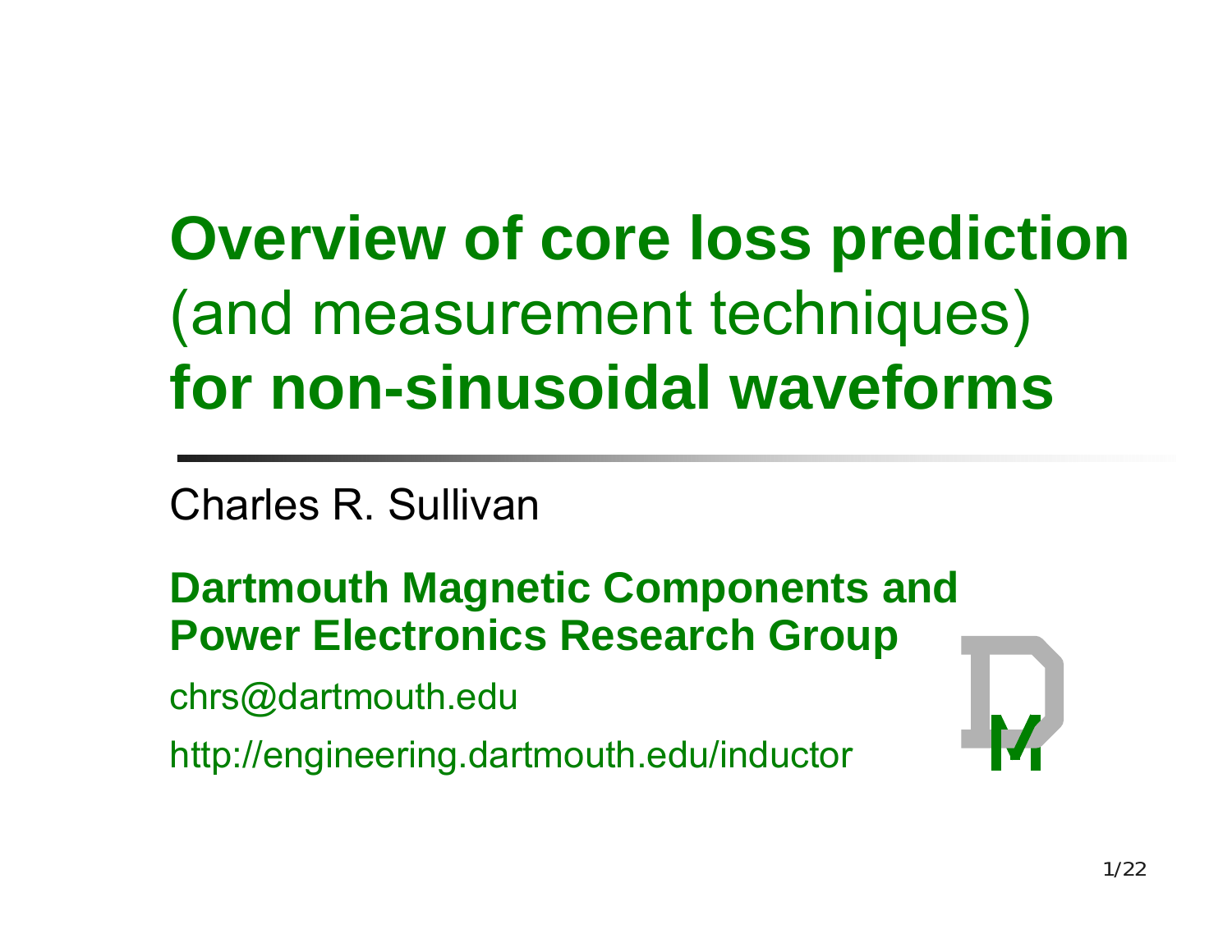# Overview of core loss prediction (and measurement techniques) for non-sinusoidal waveforms

Charles R. Sullivan

**Dartmouth Magnetic Components and Power Electronics Research Group**

chrs@dartmouth.edu

http://engineering.dartmouth.edu/inductor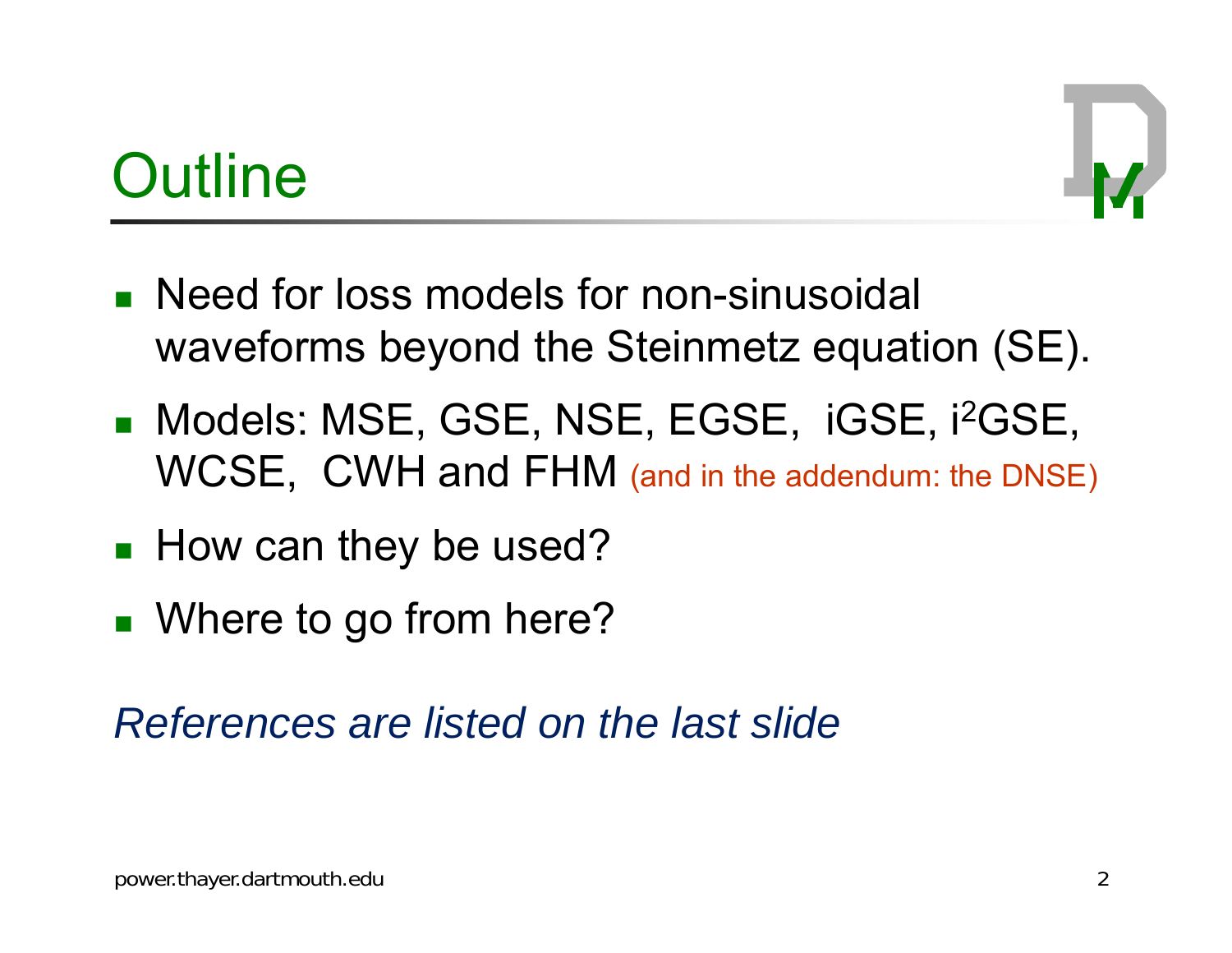# Outline

- Need for loss models for non-sinusoidal waveforms beyond the Steinmetz equation (SE).
- Models: MSE, GSE, NSE, EGSE, iGSE, $i^2$GSE, WCSE, CWH and FHM (and in the addendum: the DNSE)
- How can they be used?
- Where to go from here?

*References are listed on the last slide*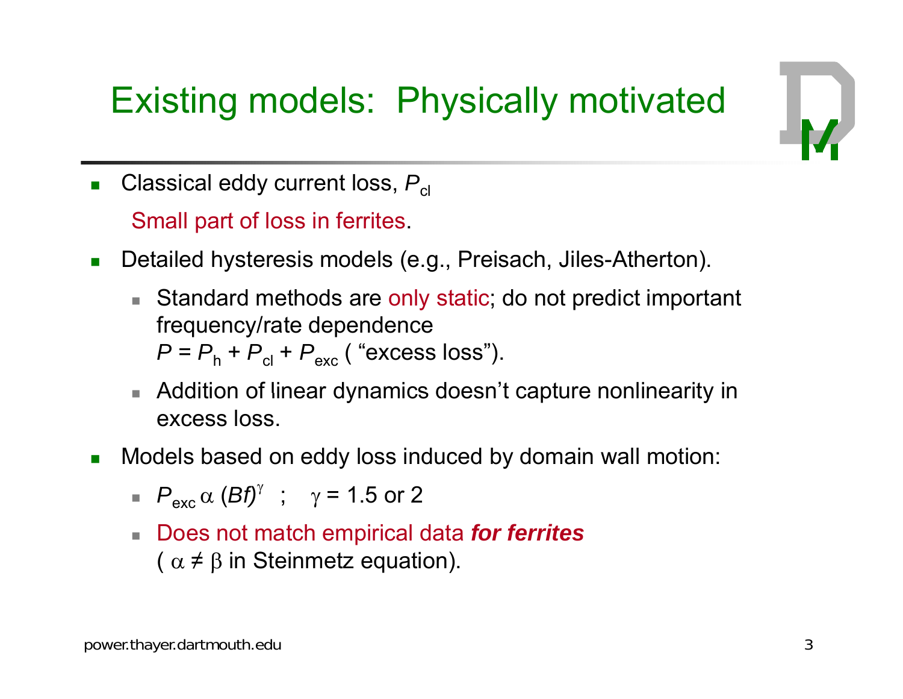# Existing models: Physically motivated

- Classical eddy current loss, $P_{cl}$

  Small part of loss in ferrites.

- Detailed hysteresis models (e.g., Preisach, Jiles-Atherton).
  - Standard methods are only static; do not predict important frequency/rate dependence
    $P = P_h + P_{cl} + P_{exc}$ ( "excess loss").
  - Addition of linear dynamics doesn't capture nonlinearity in excess loss.

- Models based on eddy loss induced by domain wall motion:
  - $P_{exc} \propto (Bf)^{\gamma}$ ; $\gamma = 1.5$ or $2$
  - Does not match empirical data ***for ferrites***
    ( $\alpha \neq \beta$ in Steinmetz equation).

power.thayer.dartmouth.edu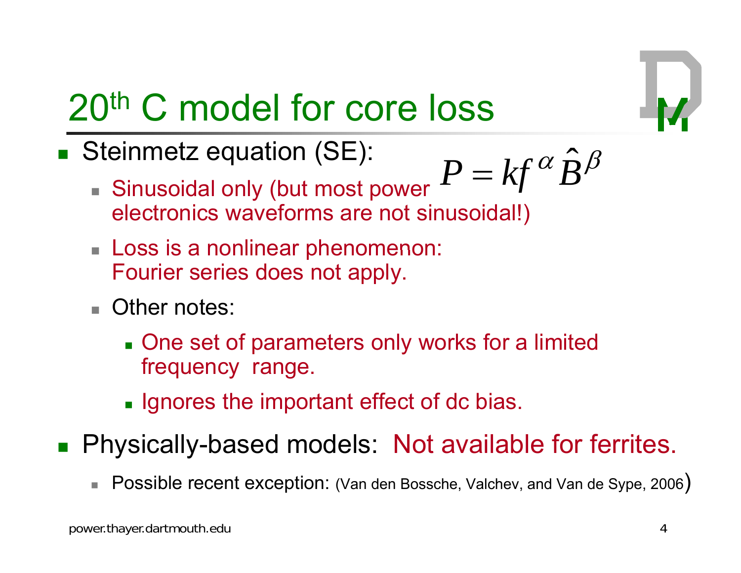# 20th C model for core loss

- Steinmetz equation (SE):

$$P = kf^{\alpha}\hat{B}^{\beta}$$

  - Sinusoidal only (but most power electronics waveforms are not sinusoidal!)
  - Loss is a nonlinear phenomenon: Fourier series does not apply.
  - Other notes:
    - One set of parameters only works for a limited frequency range.
    - Ignores the important effect of dc bias.
- Physically-based models: Not available for ferrites.
  - Possible recent exception: (Van den Bossche, Valchev, and Van de Sype, 2006)

power.thayer.dartmouth.edu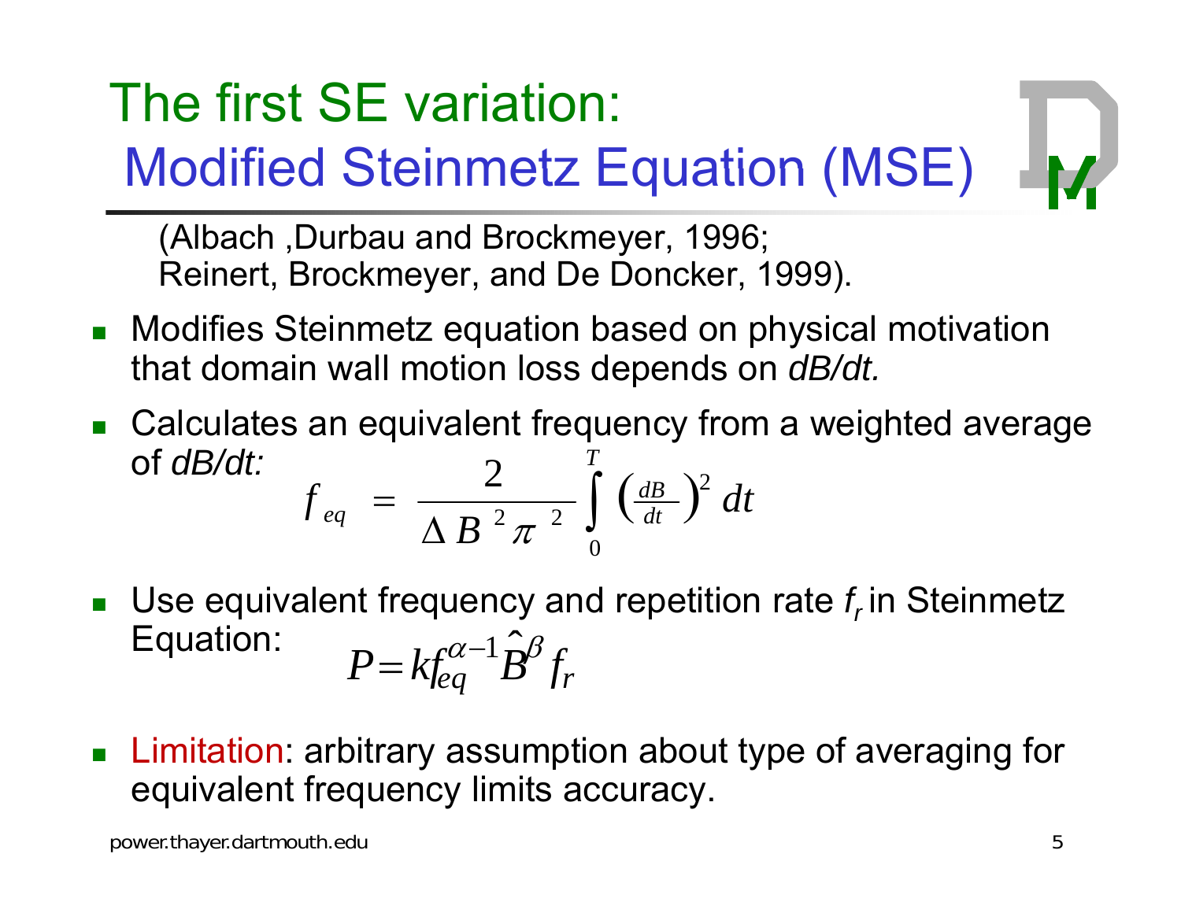# The first SE variation: Modified Steinmetz Equation (MSE)

(Albach ,Durbau and Brockmeyer, 1996;
Reinert, Brockmeyer, and De Doncker, 1999).

- Modifies Steinmetz equation based on physical motivation that domain wall motion loss depends on *dB/dt.*
- Calculates an equivalent frequency from a weighted average of *dB/dt:*

$$f_{eq} = \frac{2}{\Delta B^2 \pi^2} \int_0^T \left(\frac{dB}{dt}\right)^2 dt$$

- Use equivalent frequency and repetition rate $f_r$ in Steinmetz Equation:

$$P = k f_{eq}^{\alpha-1} \hat{B}^{\beta} f_r$$

- Limitation: arbitrary assumption about type of averaging for equivalent frequency limits accuracy.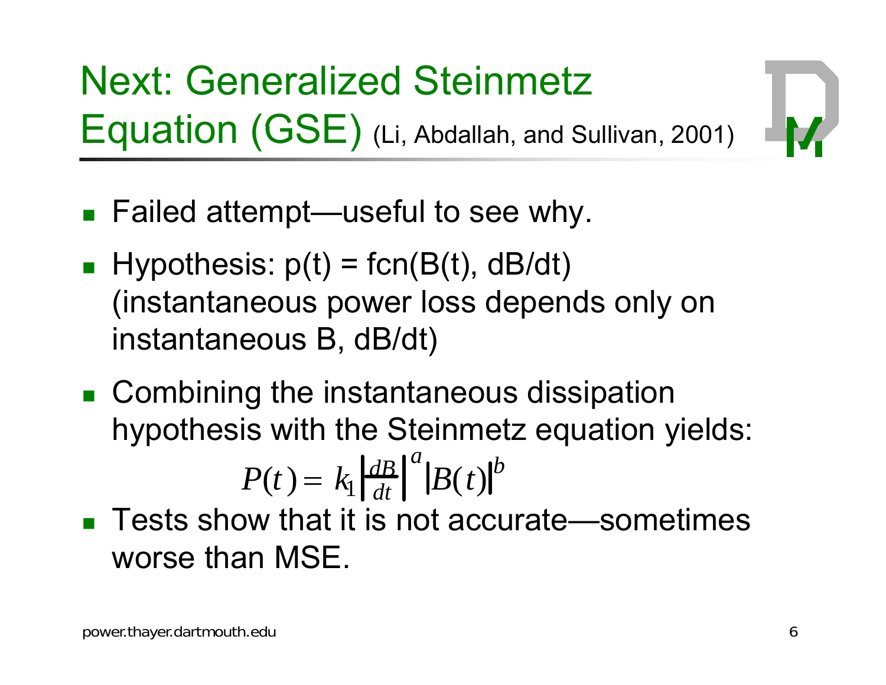# Next: Generalized Steinmetz Equation (GSE) (Li, Abdallah, and Sullivan, 2001)

- Failed attempt—useful to see why.
- Hypothesis: p(t) = fcn(B(t), dB/dt) (instantaneous power loss depends only on instantaneous B, dB/dt)
- Combining the instantaneous dissipation hypothesis with the Steinmetz equation yields:

$$P(t) = k_1 \left| \frac{dB}{dt} \right|^a \left| B(t) \right|^b$$

- Tests show that it is not accurate—sometimes worse than MSE.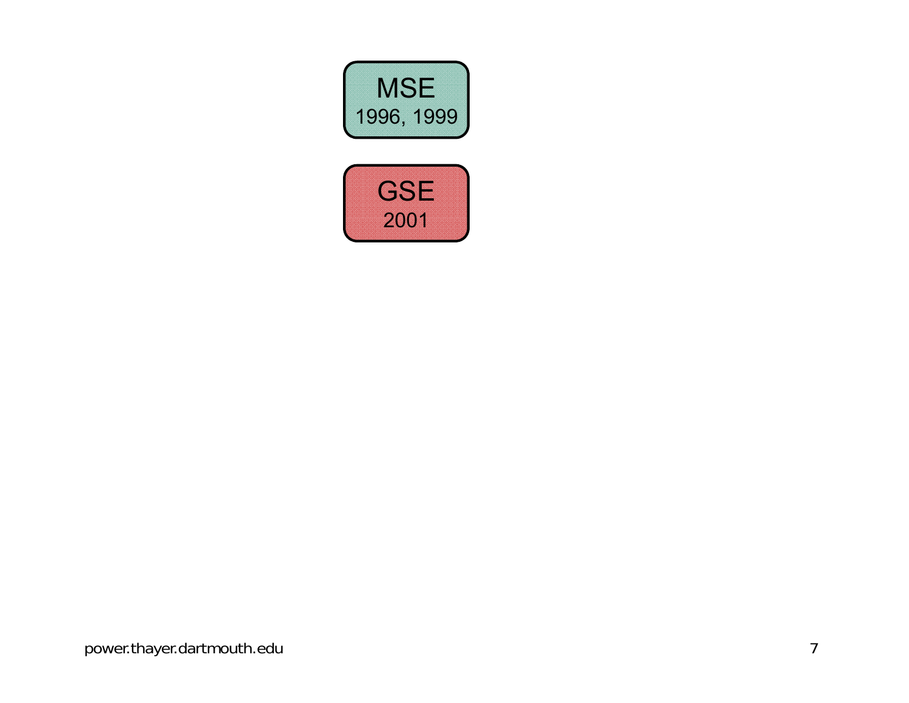MSE
1996, 1999

GSE
2001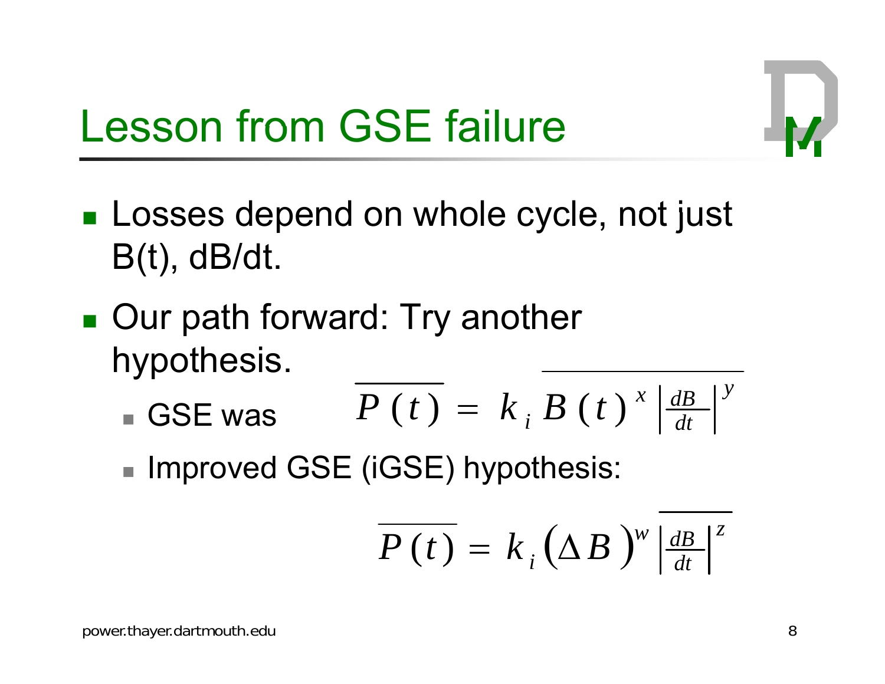# Lesson from GSE failure

- Losses depend on whole cycle, not just B(t), dB/dt.
- Our path forward: Try another hypothesis.
  - GSE was $$\overline{P(t)} = \overline{k_i \, B(t)^x \left|\frac{dB}{dt}\right|^y}$$
  - Improved GSE (iGSE) hypothesis:

$$\overline{P(t)} = k_i \left(\Delta B\right)^w \overline{\left|\frac{dB}{dt}\right|^z}$$

power.thayer.dartmouth.edu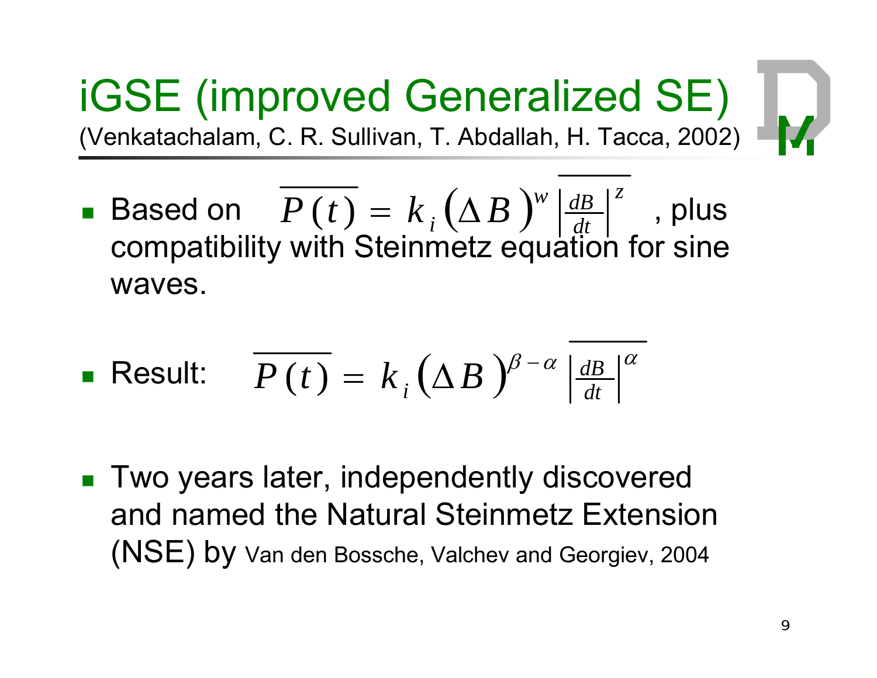# iGSE (improved Generalized SE)

(Venkatachalam, C. R. Sullivan, T. Abdallah, H. Tacca, 2002)

- Based on $\overline{P(t)} = k_i \left(\Delta B\right)^w \overline{\left|\frac{dB}{dt}\right|^z}$ , plus compatibility with Steinmetz equation for sine waves.

- Result: $\overline{P(t)} = k_i \left(\Delta B\right)^{\beta-\alpha} \overline{\left|\frac{dB}{dt}\right|^{\alpha}}$

- Two years later, independently discovered and named the Natural Steinmetz Extension (NSE) by Van den Bossche, Valchev and Georgiev, 2004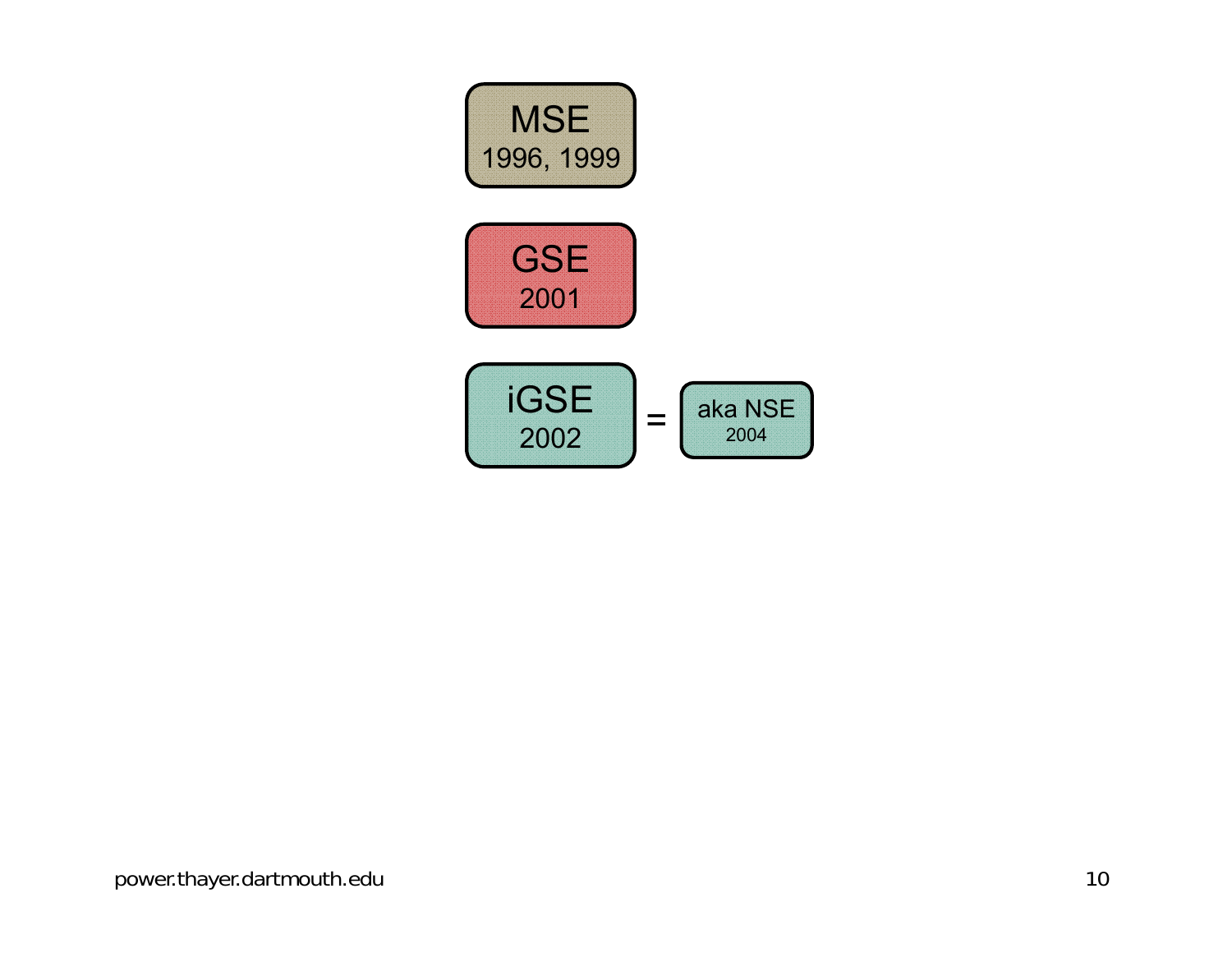MSE
1996, 1999

GSE
2001

iGSE
2002 = aka NSE
2004

power.thayer.dartmouth.edu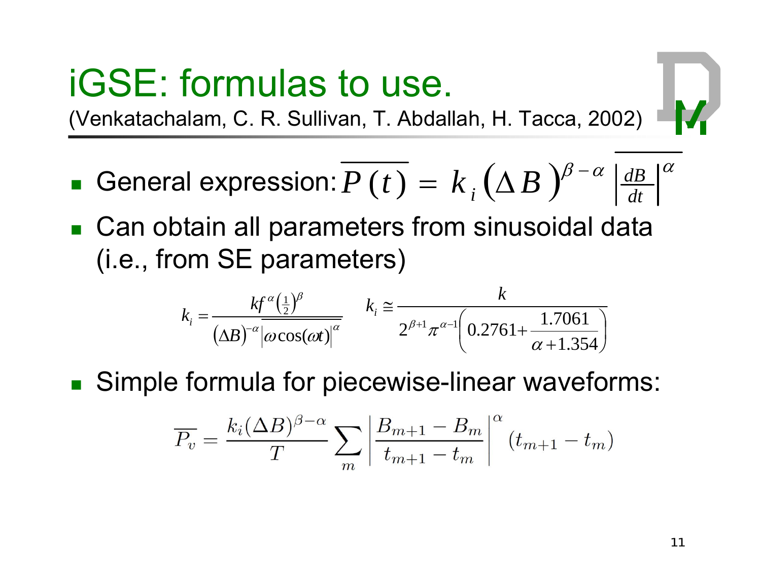# iGSE: formulas to use.

(Venkatachalam, C. R. Sullivan, T. Abdallah, H. Tacca, 2002)

- General expression: $\overline{P(t)} = k_i (\Delta B)^{\beta - \alpha} \overline{\left|\frac{dB}{dt}\right|^{\alpha}}$
- Can obtain all parameters from sinusoidal data (i.e., from SE parameters)

$$k_i = \frac{k f^{\alpha} \left(\frac{1}{2}\right)^{\beta}}{(\Delta B)^{-\alpha} \overline{|\omega \cos(\omega t)|^{\alpha}}} \qquad k_i \cong \frac{k}{2^{\beta+1} \pi^{\alpha-1} \left(0.2761 + \frac{1.7061}{\alpha + 1.354}\right)}$$

- Simple formula for piecewise-linear waveforms:

$$\overline{P_v} = \frac{k_i (\Delta B)^{\beta - \alpha}}{T} \sum_m \left| \frac{B_{m+1} - B_m}{t_{m+1} - t_m} \right|^{\alpha} (t_{m+1} - t_m)$$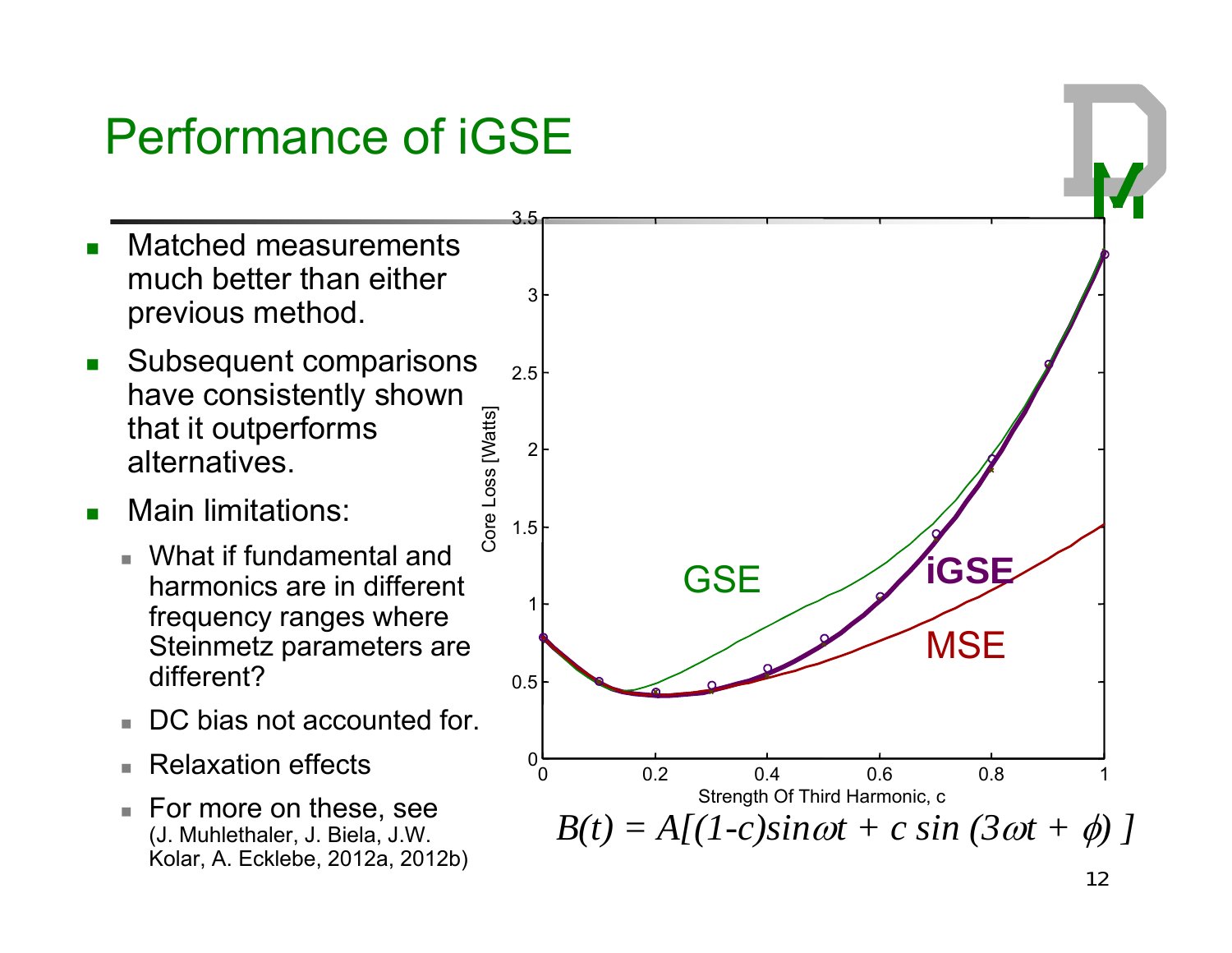# Performance of iGSE

- Matched measurements much better than either previous method.
- Subsequent comparisons have consistently shown that it outperforms alternatives.
- Main limitations:
  - What if fundamental and harmonics are in different frequency ranges where Steinmetz parameters are different?
  - DC bias not accounted for.
  - Relaxation effects
  - For more on these, see (J. Muhlethaler, J. Biela, J.W. Kolar, A. Ecklebe, 2012a, 2012b)

$$B(t) = A[(1-c)\sin\omega t + c\sin(3\omega t + \phi)]$$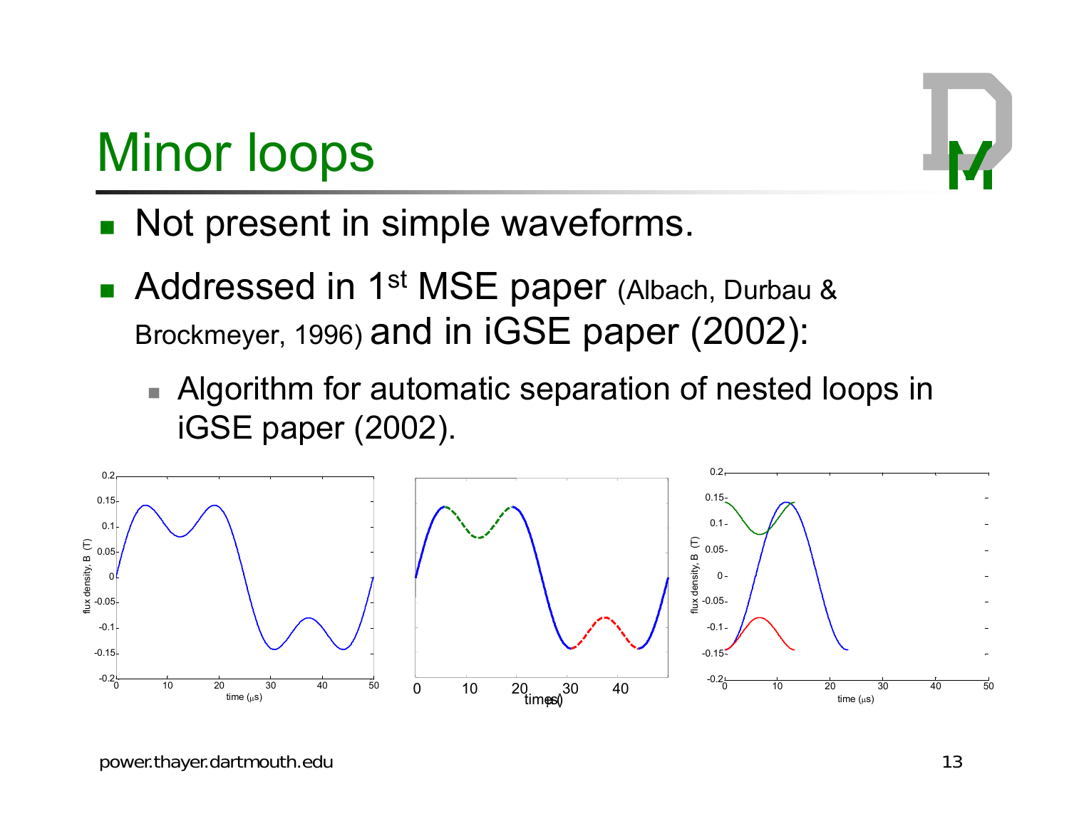# Minor loops

- Not present in simple waveforms.
- Addressed in 1st MSE paper (Albach, Durbau & Brockmeyer, 1996) and in iGSE paper (2002):
  - Algorithm for automatic separation of nested loops in iGSE paper (2002).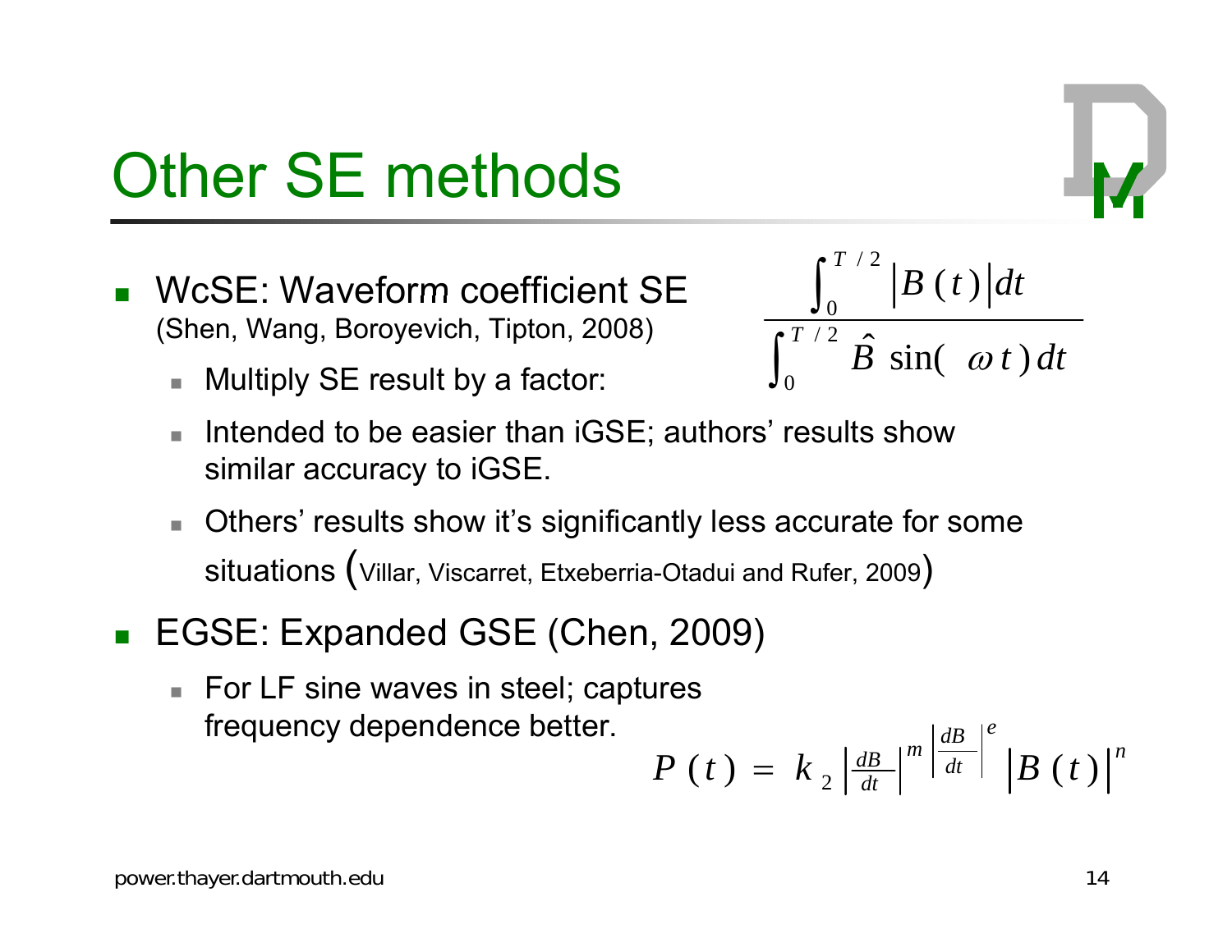# Other SE methods

- WcSE: Waveform coefficient SE (Shen, Wang, Boroyevich, Tipton, 2008)
  - Multiply SE result by a factor:

$$\frac{\int_0^{T/2} |B(t)| dt}{\int_0^{T/2} \hat{B} \sin(\omega t) dt}$$

  - Intended to be easier than iGSE; authors' results show similar accuracy to iGSE.
  - Others' results show it's significantly less accurate for some situations (Villar, Viscarret, Etxeberria-Otadui and Rufer, 2009)

- EGSE: Expanded GSE (Chen, 2009)
  - For LF sine waves in steel; captures frequency dependence better.

$$P(t) = k_2 \left|\frac{dB}{dt}\right|^{m \left|\frac{dB}{dt}\right|^{e}} |B(t)|^{n}$$

power.thayer.dartmouth.edu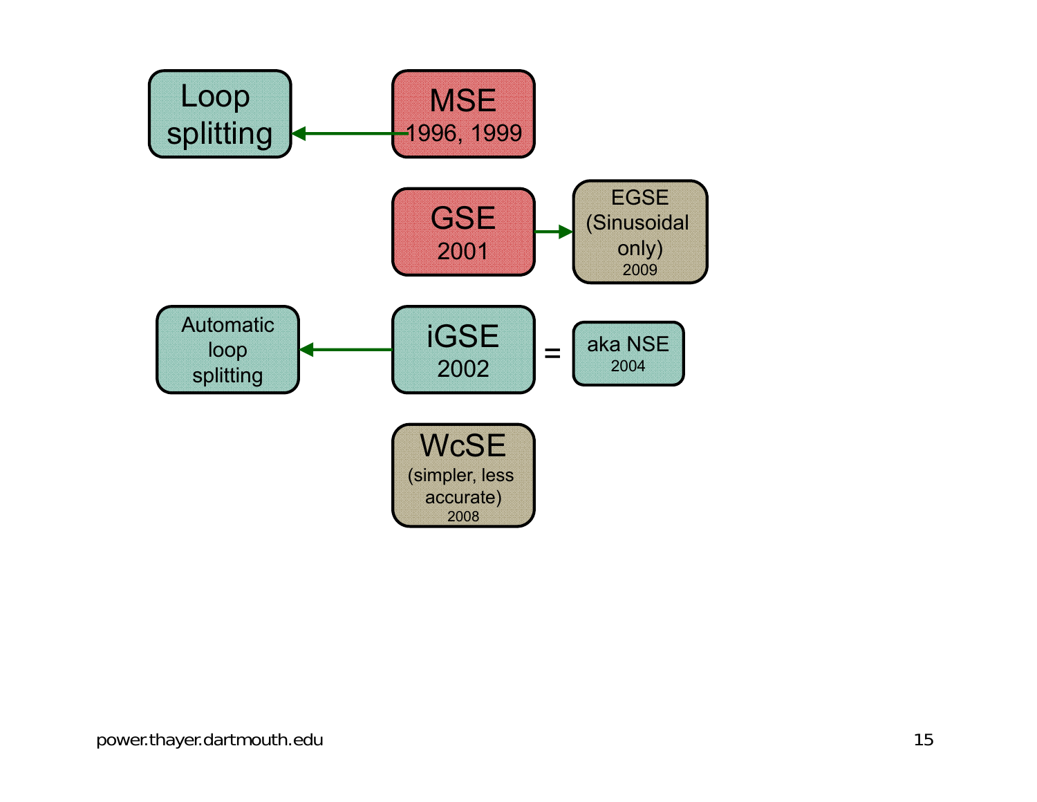Loop splitting ← MSE 1996, 1999

GSE 2001 → EGSE (Sinusoidal only) 2009

Automatic loop splitting ← iGSE 2002 = aka NSE 2004

WcSE (simpler, less accurate) 2008

power.thayer.dartmouth.edu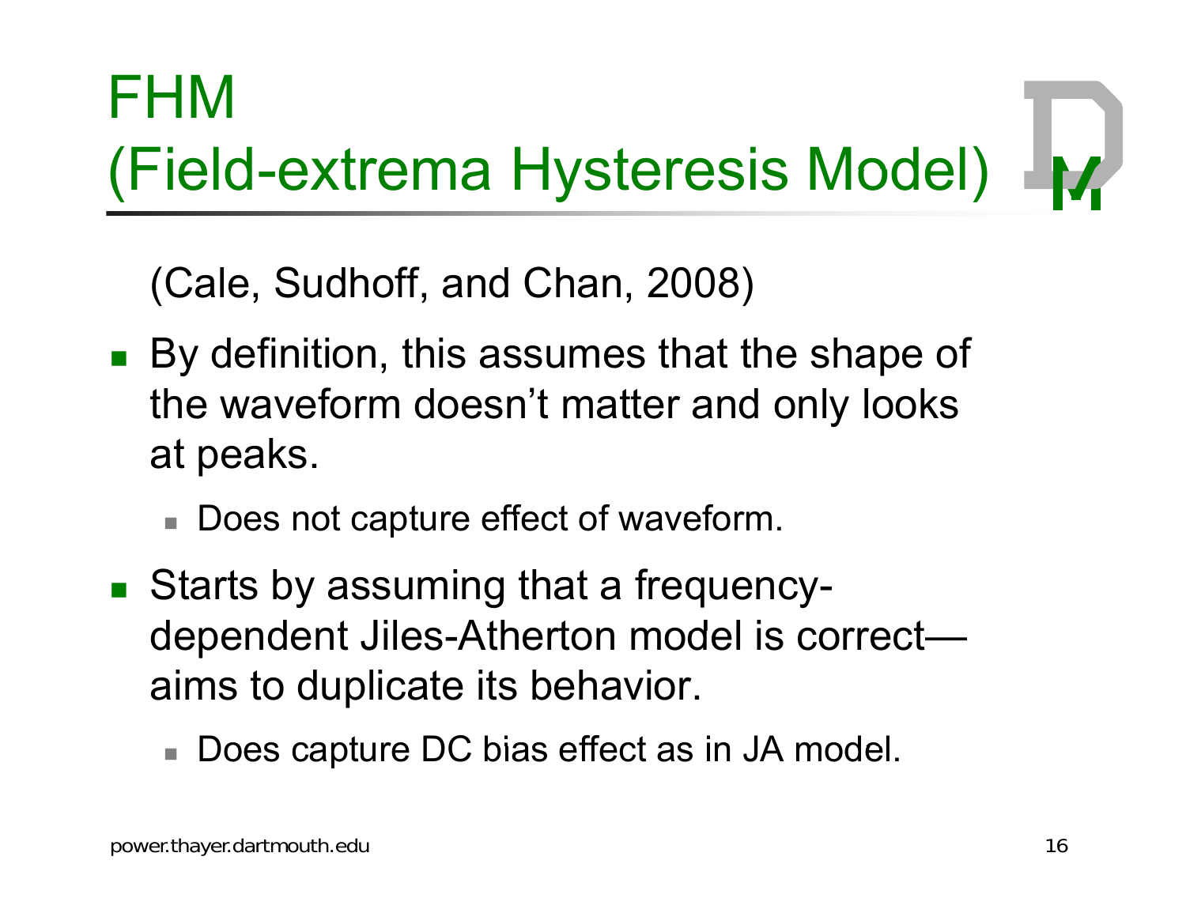# FHM (Field-extrema Hysteresis Model)

(Cale, Sudhoff, and Chan, 2008)

- By definition, this assumes that the shape of the waveform doesn't matter and only looks at peaks.
  - Does not capture effect of waveform.
- Starts by assuming that a frequency-dependent Jiles-Atherton model is correct—aims to duplicate its behavior.
  - Does capture DC bias effect as in JA model.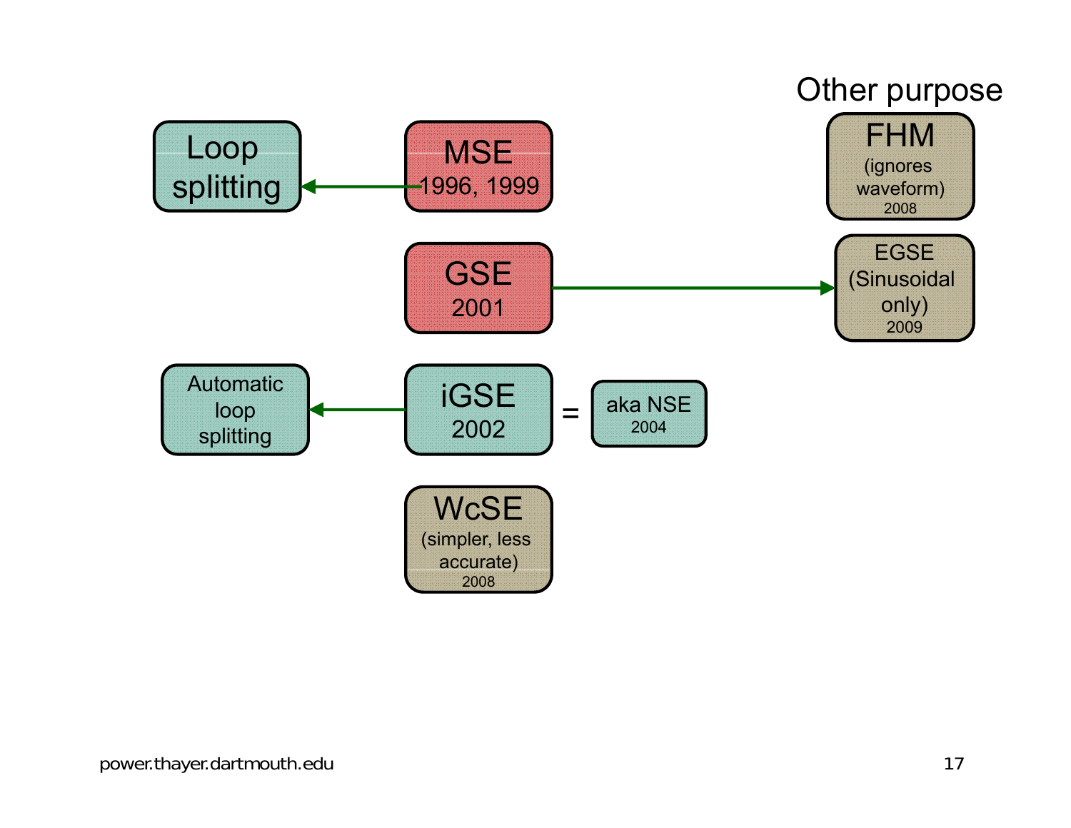Other purpose

Loop splitting ← MSE 1996, 1999

GSE 2001 → EGSE (Sinusoidal only) 2009

FHM (ignores waveform) 2008

Automatic loop splitting ← iGSE 2002 = aka NSE 2004

WcSE (simpler, less accurate) 2008

power.thayer.dartmouth.edu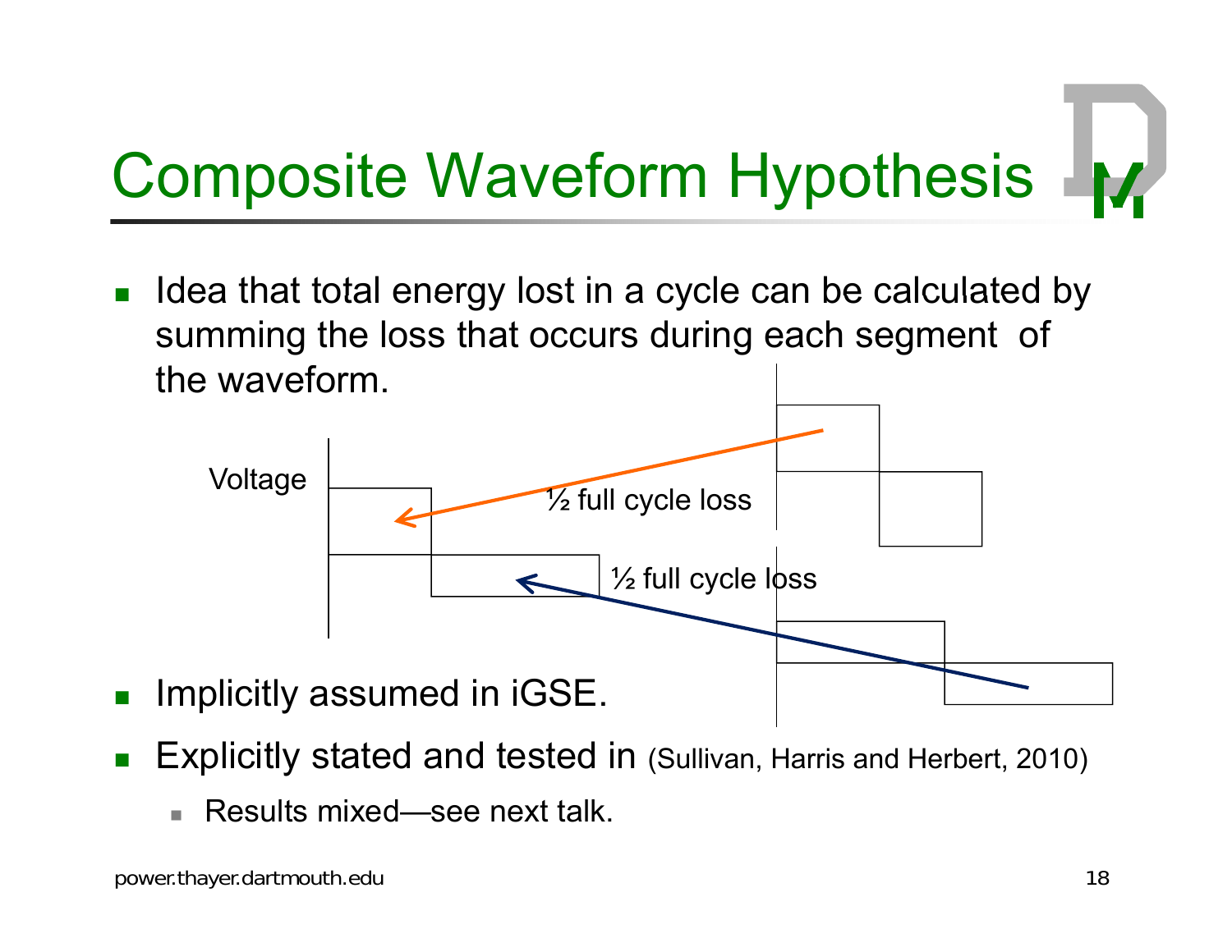# Composite Waveform Hypothesis

- Idea that total energy lost in a cycle can be calculated by summing the loss that occurs during each segment of the waveform.

Voltage

½ full cycle loss

½ full cycle loss

- Implicitly assumed in iGSE.
- Explicitly stated and tested in (Sullivan, Harris and Herbert, 2010)
  - Results mixed—see next talk.

power.thayer.dartmouth.edu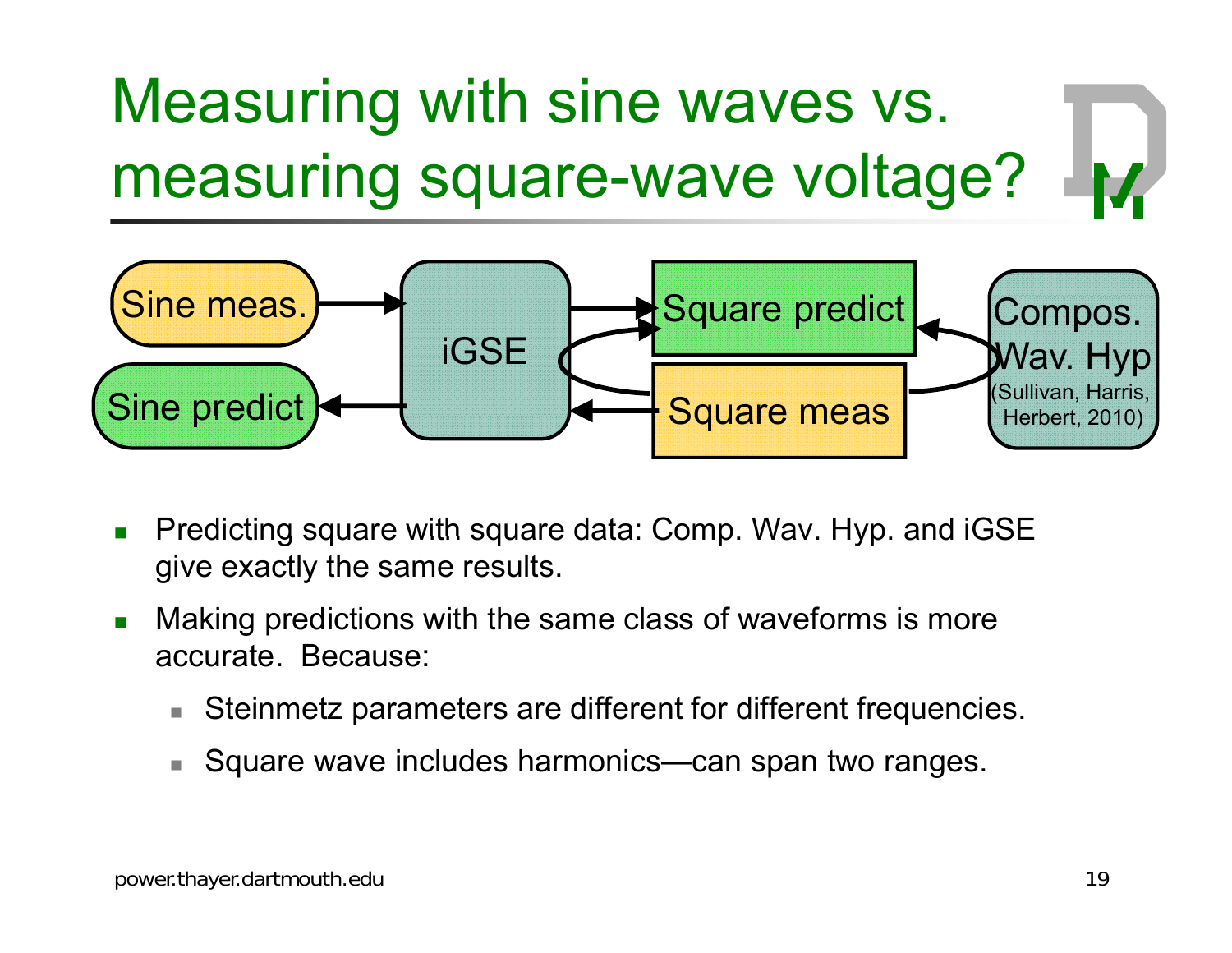# Measuring with sine waves vs. measuring square-wave voltage?

Sine meas. → iGSE → Sine predict

Square meas → iGSE → Square predict

Square meas → Compos. Wav. Hyp (Sullivan, Harris, Herbert, 2010) → Square predict

- Predicting square with square data: Comp. Wav. Hyp. and iGSE give exactly the same results.
- Making predictions with the same class of waveforms is more accurate. Because:
  - Steinmetz parameters are different for different frequencies.
  - Square wave includes harmonics—can span two ranges.

power.thayer.dartmouth.edu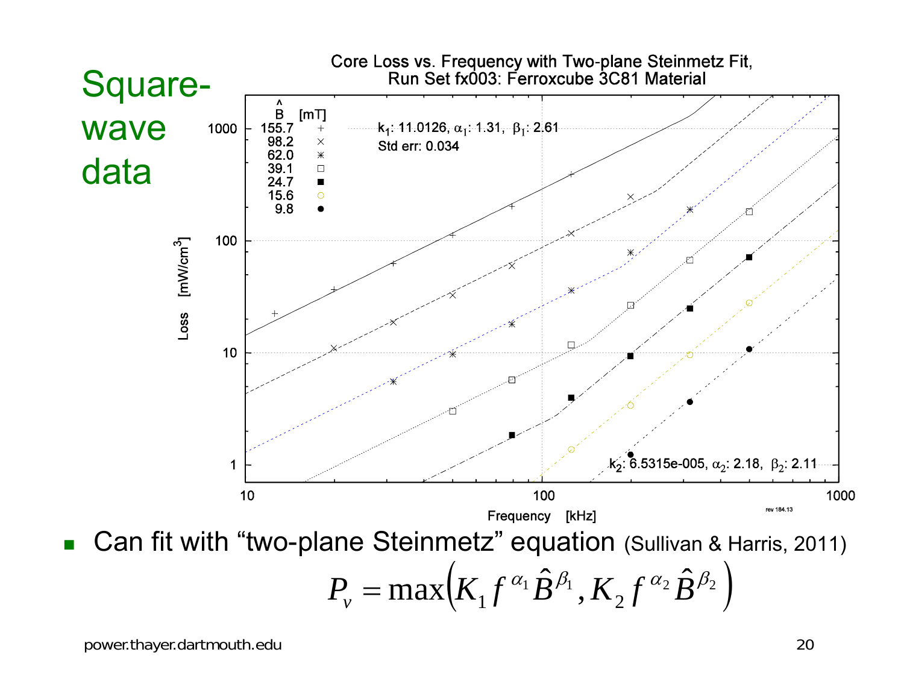# Square-wave data

**Core Loss vs. Frequency with Two-plane Steinmetz Fit, Run Set fx003: Ferroxcube 3C81 Material**

| $\hat{B}$ [mT] |
|---|
| 155.7 |
| 98.2 |
| 62.0 |
| 39.1 |
| 24.7 |
| 15.6 |
| 9.8 |

$k_1$: 11.0126, $\alpha_1$: 1.31, $\beta_1$: 2.61
Std err: 0.034

$k_2$: 6.5315e-005, $\alpha_2$: 2.18, $\beta_2$: 2.11

Loss [mW/cm$^3$] vs. Frequency [kHz]

rev 184.13

- Can fit with "two-plane Steinmetz" equation (Sullivan & Harris, 2011)

$$P_v = \max\left(K_1 f^{\alpha_1} \hat{B}^{\beta_1}, K_2 f^{\alpha_2} \hat{B}^{\beta_2}\right)$$

power.thayer.dartmouth.edu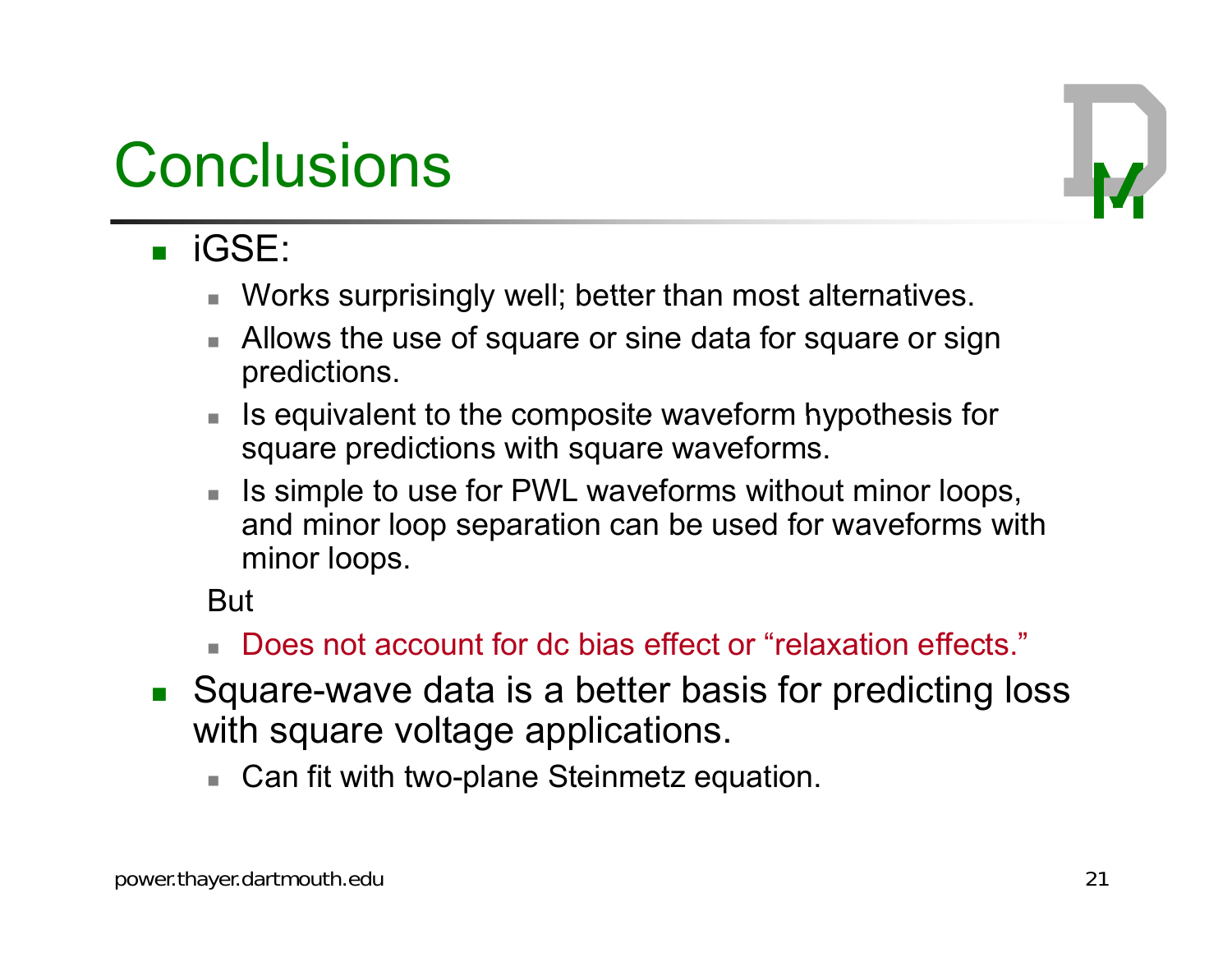# Conclusions

- iGSE:
  - Works surprisingly well; better than most alternatives.
  - Allows the use of square or sine data for square or sign predictions.
  - Is equivalent to the composite waveform hypothesis for square predictions with square waveforms.
  - Is simple to use for PWL waveforms without minor loops, and minor loop separation can be used for waveforms with minor loops.

  But

  - Does not account for dc bias effect or "relaxation effects."
- Square-wave data is a better basis for predicting loss with square voltage applications.
  - Can fit with two-plane Steinmetz equation.

power.thayer.dartmouth.edu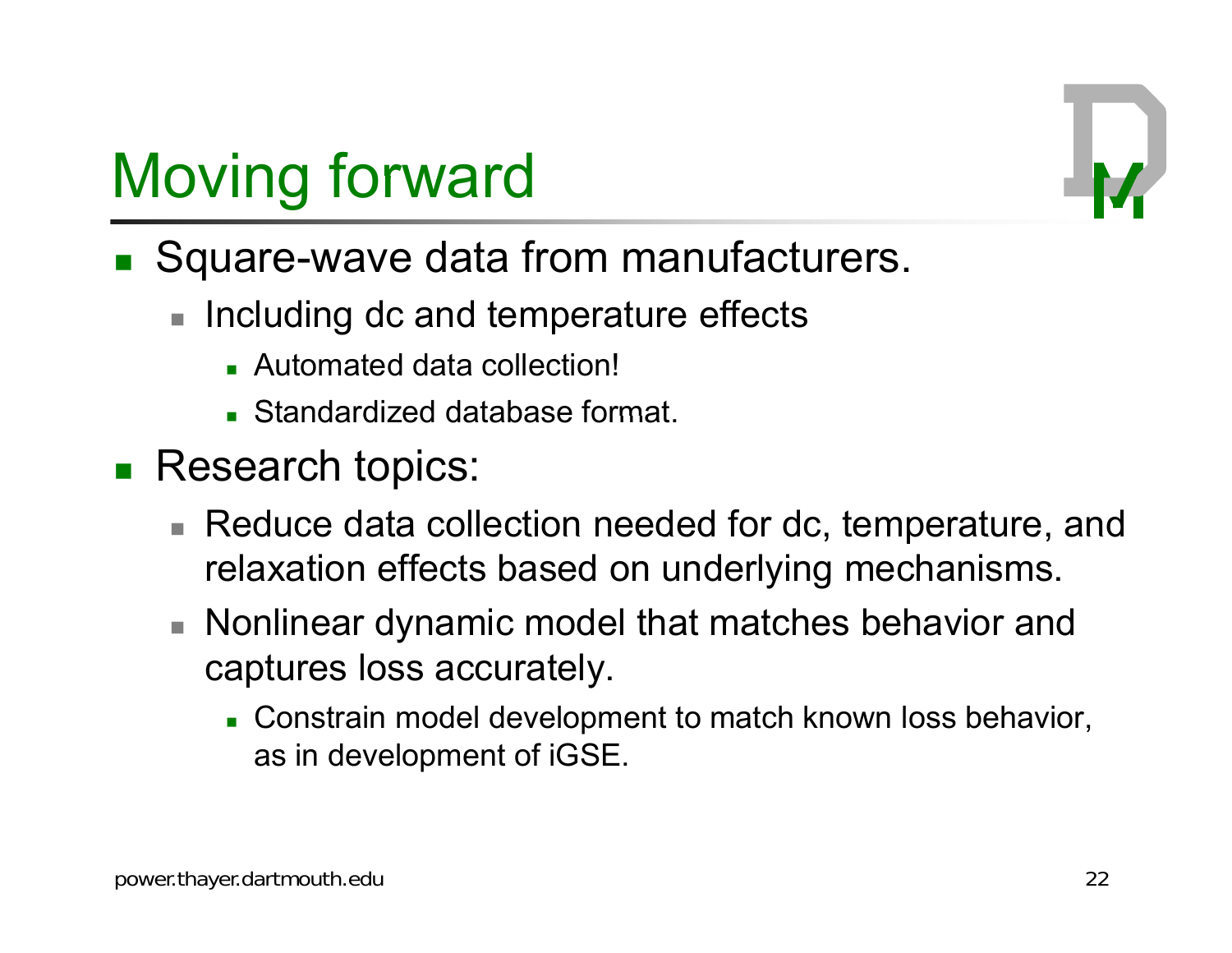# Moving forward

- Square-wave data from manufacturers.
  - Including dc and temperature effects
    - Automated data collection!
    - Standardized database format.
- Research topics:
  - Reduce data collection needed for dc, temperature, and relaxation effects based on underlying mechanisms.
  - Nonlinear dynamic model that matches behavior and captures loss accurately.
    - Constrain model development to match known loss behavior, as in development of iGSE.

power.thayer.dartmouth.edu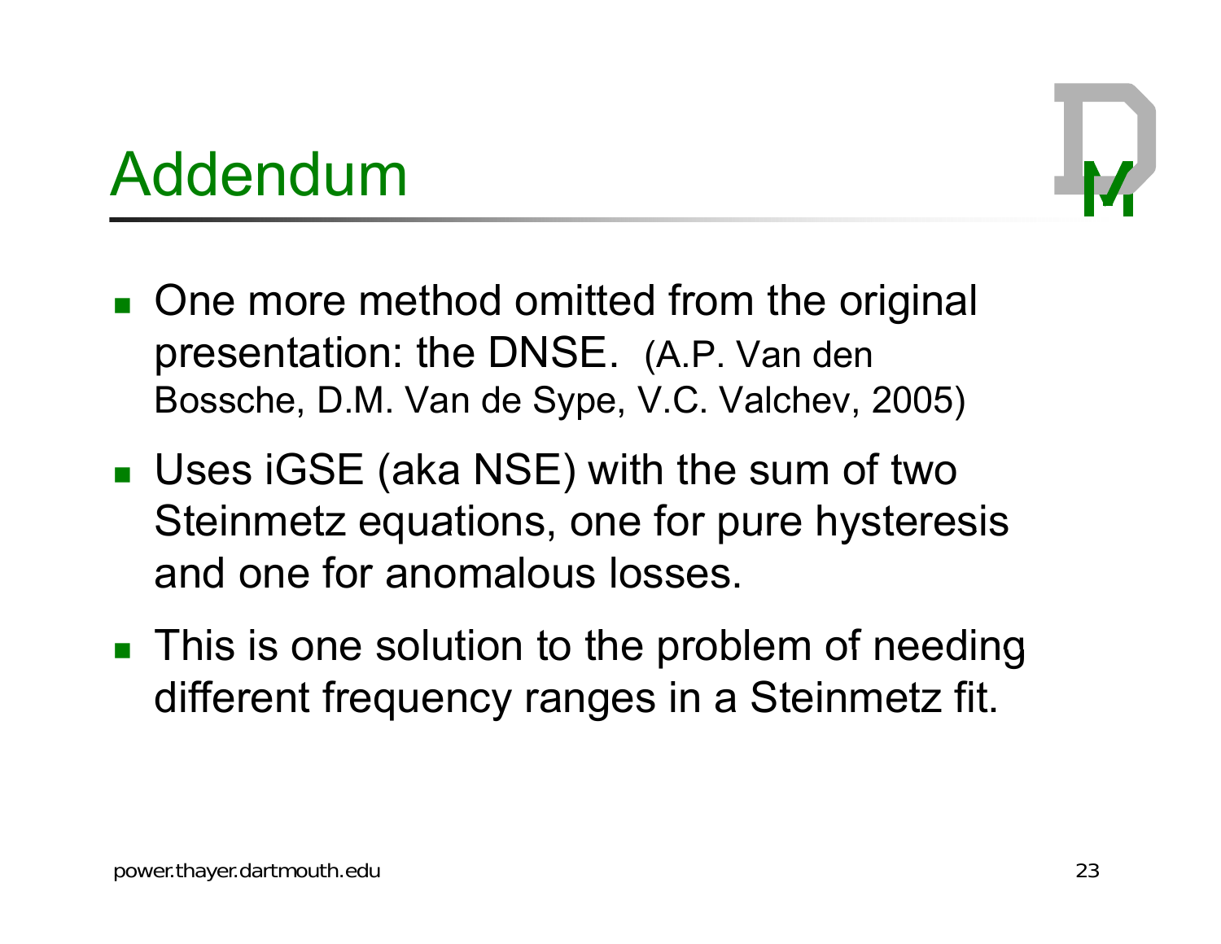# Addendum

- One more method omitted from the original presentation: the DNSE. (A.P. Van den Bossche, D.M. Van de Sype, V.C. Valchev, 2005)
- Uses iGSE (aka NSE) with the sum of two Steinmetz equations, one for pure hysteresis and one for anomalous losses.
- This is one solution to the problem of needing different frequency ranges in a Steinmetz fit.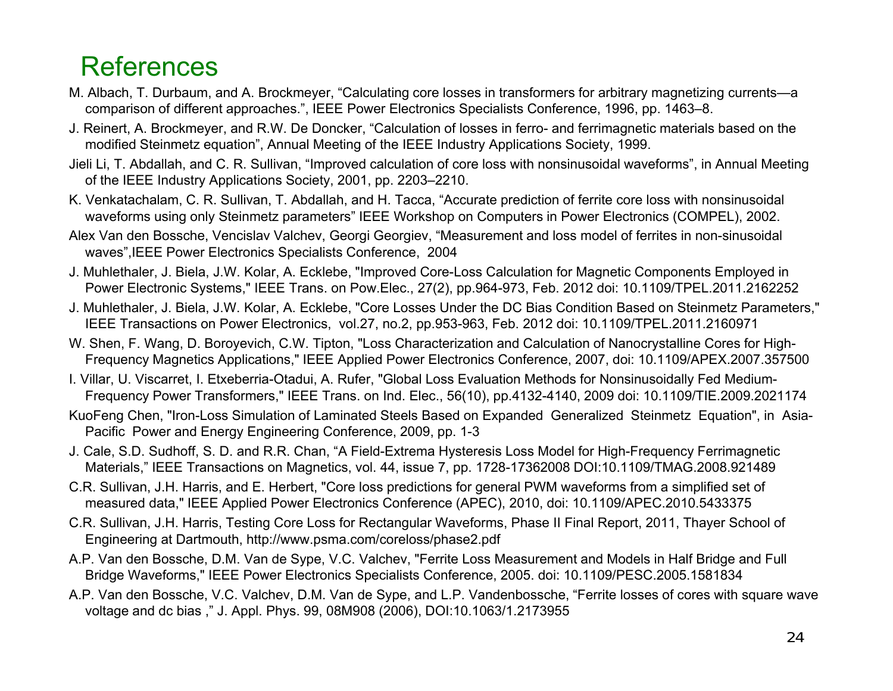# References

M. Albach, T. Durbaum, and A. Brockmeyer, “Calculating core losses in transformers for arbitrary magnetizing currents—a comparison of different approaches.”, IEEE Power Electronics Specialists Conference, 1996, pp. 1463–8.

J. Reinert, A. Brockmeyer, and R.W. De Doncker, “Calculation of losses in ferro- and ferrimagnetic materials based on the modified Steinmetz equation”, Annual Meeting of the IEEE Industry Applications Society, 1999.

Jieli Li, T. Abdallah, and C. R. Sullivan, “Improved calculation of core loss with nonsinusoidal waveforms”, in Annual Meeting of the IEEE Industry Applications Society, 2001, pp. 2203–2210.

K. Venkatachalam, C. R. Sullivan, T. Abdallah, and H. Tacca, “Accurate prediction of ferrite core loss with nonsinusoidal waveforms using only Steinmetz parameters” IEEE Workshop on Computers in Power Electronics (COMPEL), 2002.

Alex Van den Bossche, Vencislav Valchev, Georgi Georgiev, “Measurement and loss model of ferrites in non-sinusoidal waves”,IEEE Power Electronics Specialists Conference, 2004

J. Muhlethaler, J. Biela, J.W. Kolar, A. Ecklebe, "Improved Core-Loss Calculation for Magnetic Components Employed in Power Electronic Systems," IEEE Trans. on Pow.Elec., 27(2), pp.964-973, Feb. 2012 doi: 10.1109/TPEL.2011.2162252

J. Muhlethaler, J. Biela, J.W. Kolar, A. Ecklebe, "Core Losses Under the DC Bias Condition Based on Steinmetz Parameters," IEEE Transactions on Power Electronics, vol.27, no.2, pp.953-963, Feb. 2012 doi: 10.1109/TPEL.2011.2160971

W. Shen, F. Wang, D. Boroyevich, C.W. Tipton, "Loss Characterization and Calculation of Nanocrystalline Cores for High-Frequency Magnetics Applications," IEEE Applied Power Electronics Conference, 2007, doi: 10.1109/APEX.2007.357500

I. Villar, U. Viscarret, I. Etxeberria-Otadui, A. Rufer, "Global Loss Evaluation Methods for Nonsinusoidally Fed Medium-Frequency Power Transformers," IEEE Trans. on Ind. Elec., 56(10), pp.4132-4140, 2009 doi: 10.1109/TIE.2009.2021174

KuoFeng Chen, "Iron-Loss Simulation of Laminated Steels Based on Expanded Generalized Steinmetz Equation", in Asia-Pacific Power and Energy Engineering Conference, 2009, pp. 1-3

J. Cale, S.D. Sudhoff, S. D. and R.R. Chan, “A Field-Extrema Hysteresis Loss Model for High-Frequency Ferrimagnetic Materials,” IEEE Transactions on Magnetics, vol. 44, issue 7, pp. 1728-17362008 DOI:10.1109/TMAG.2008.921489

C.R. Sullivan, J.H. Harris, and E. Herbert, "Core loss predictions for general PWM waveforms from a simplified set of measured data," IEEE Applied Power Electronics Conference (APEC), 2010, doi: 10.1109/APEC.2010.5433375

C.R. Sullivan, J.H. Harris, Testing Core Loss for Rectangular Waveforms, Phase II Final Report, 2011, Thayer School of Engineering at Dartmouth, http://www.psma.com/coreloss/phase2.pdf

A.P. Van den Bossche, D.M. Van de Sype, V.C. Valchev, "Ferrite Loss Measurement and Models in Half Bridge and Full Bridge Waveforms," IEEE Power Electronics Specialists Conference, 2005. doi: 10.1109/PESC.2005.1581834

A.P. Van den Bossche, V.C. Valchev, D.M. Van de Sype, and L.P. Vandenbossche, “Ferrite losses of cores with square wave voltage and dc bias ,” J. Appl. Phys. 99, 08M908 (2006), DOI:10.1063/1.2173955